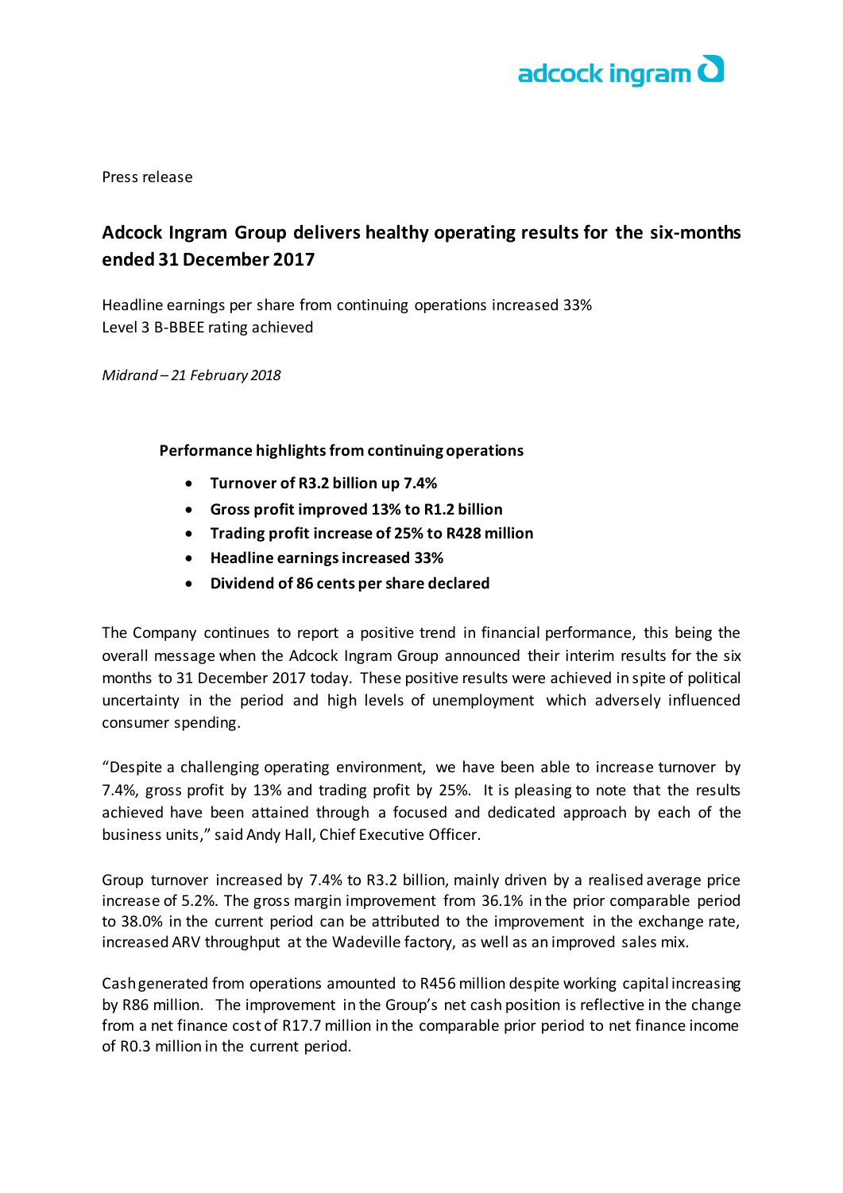adcock ingram

Press release

# Adcock Ingram Group delivers healthy operating results for the six-months ended 31 December 2017

Headline earnings per share from continuing operations increased 33%
Level 3 B-BBEE rating achieved

*Midrand – 21 February 2018*

**Performance highlights from continuing operations**

- **Turnover of R3.2 billion up 7.4%**
- **Gross profit improved 13% to R1.2 billion**
- **Trading profit increase of 25% to R428 million**
- **Headline earnings increased 33%**
- **Dividend of 86 cents per share declared**

The Company continues to report a positive trend in financial performance, this being the overall message when the Adcock Ingram Group announced their interim results for the six months to 31 December 2017 today. These positive results were achieved in spite of political uncertainty in the period and high levels of unemployment which adversely influenced consumer spending.

"Despite a challenging operating environment, we have been able to increase turnover by 7.4%, gross profit by 13% and trading profit by 25%. It is pleasing to note that the results achieved have been attained through a focused and dedicated approach by each of the business units," said Andy Hall, Chief Executive Officer.

Group turnover increased by 7.4% to R3.2 billion, mainly driven by a realised average price increase of 5.2%. The gross margin improvement from 36.1% in the prior comparable period to 38.0% in the current period can be attributed to the improvement in the exchange rate, increased ARV throughput at the Wadeville factory, as well as an improved sales mix.

Cash generated from operations amounted to R456 million despite working capital increasing by R86 million. The improvement in the Group's net cash position is reflective in the change from a net finance cost of R17.7 million in the comparable prior period to net finance income of R0.3 million in the current period.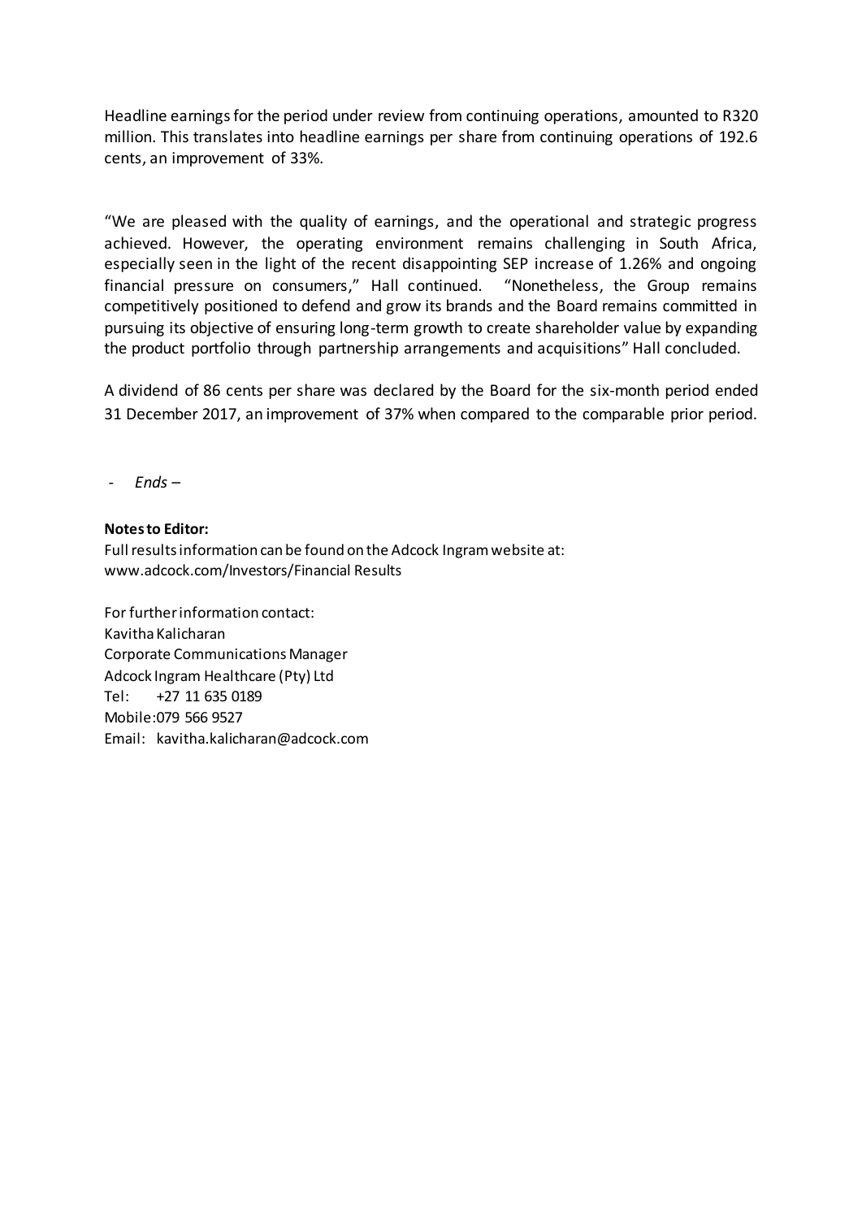Headline earnings for the period under review from continuing operations, amounted to R320 million. This translates into headline earnings per share from continuing operations of 192.6 cents, an improvement of 33%.

"We are pleased with the quality of earnings, and the operational and strategic progress achieved. However, the operating environment remains challenging in South Africa, especially seen in the light of the recent disappointing SEP increase of 1.26% and ongoing financial pressure on consumers," Hall continued. "Nonetheless, the Group remains competitively positioned to defend and grow its brands and the Board remains committed in pursuing its objective of ensuring long-term growth to create shareholder value by expanding the product portfolio through partnership arrangements and acquisitions" Hall concluded.

A dividend of 86 cents per share was declared by the Board for the six-month period ended 31 December 2017, an improvement of 37% when compared to the comparable prior period.

- *Ends –*

**Notes to Editor:**
Full results information can be found on the Adcock Ingram website at:
www.adcock.com/Investors/Financial Results

For further information contact:
Kavitha Kalicharan
Corporate Communications Manager
Adcock Ingram Healthcare (Pty) Ltd
Tel: +27 11 635 0189
Mobile: 079 566 9527
Email: kavitha.kalicharan@adcock.com